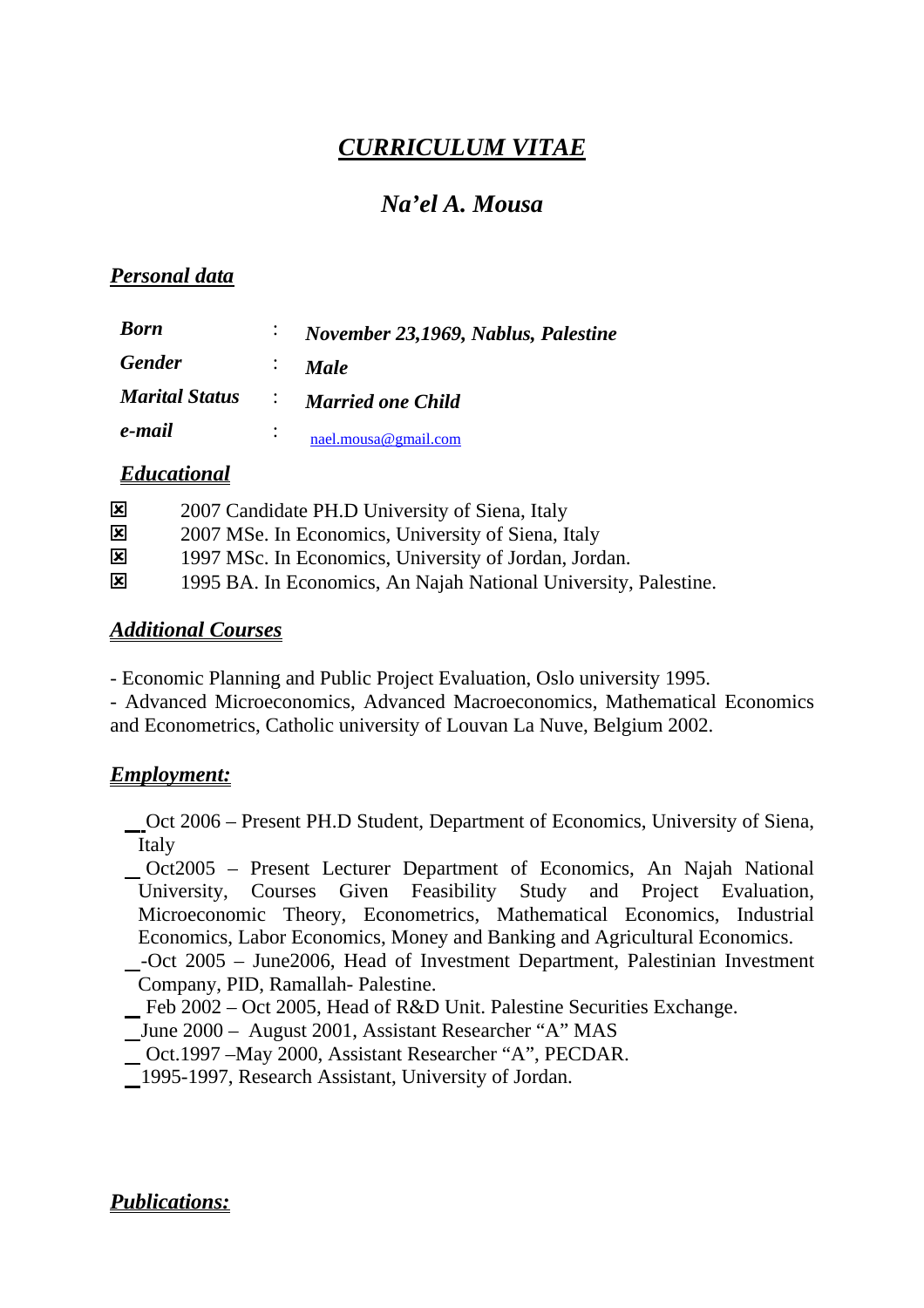# *CURRICULUM VITAE*

## *Na'el A. Mousa*

### *Personal data*

| | | |
|---|---|---|
| ***Born*** | : | ***November 23,1969, Nablus, Palestine*** |
| ***Gender*** | : | ***Male*** |
| ***Marital Status*** | : | ***Married one Child*** |
| ***e-mail*** | : | nael.mousa@gmail.com |

### *Educational*

- ☒ 2007 Candidate PH.D University of Siena, Italy
- ☒ 2007 MSe. In Economics, University of Siena, Italy
- ☒ 1997 MSc. In Economics, University of Jordan, Jordan.
- ☒ 1995 BA. In Economics, An Najah National University, Palestine.

### *Additional Courses*

- Economic Planning and Public Project Evaluation, Oslo university 1995.
- Advanced Microeconomics, Advanced Macroeconomics, Mathematical Economics and Econometrics, Catholic university of Louvan La Nuve, Belgium 2002.

### *Employment:*

- Oct 2006 – Present PH.D Student, Department of Economics, University of Siena, Italy
- Oct2005 – Present Lecturer Department of Economics, An Najah National University, Courses Given Feasibility Study and Project Evaluation, Microeconomic Theory, Econometrics, Mathematical Economics, Industrial Economics, Labor Economics, Money and Banking and Agricultural Economics.
- -Oct 2005 – June2006, Head of Investment Department, Palestinian Investment Company, PID, Ramallah- Palestine.
- Feb 2002 – Oct 2005, Head of R&D Unit. Palestine Securities Exchange.
- June 2000 – August 2001, Assistant Researcher "A" MAS
- Oct.1997 –May 2000, Assistant Researcher "A", PECDAR.
- 1995-1997, Research Assistant, University of Jordan.

### *Publications:*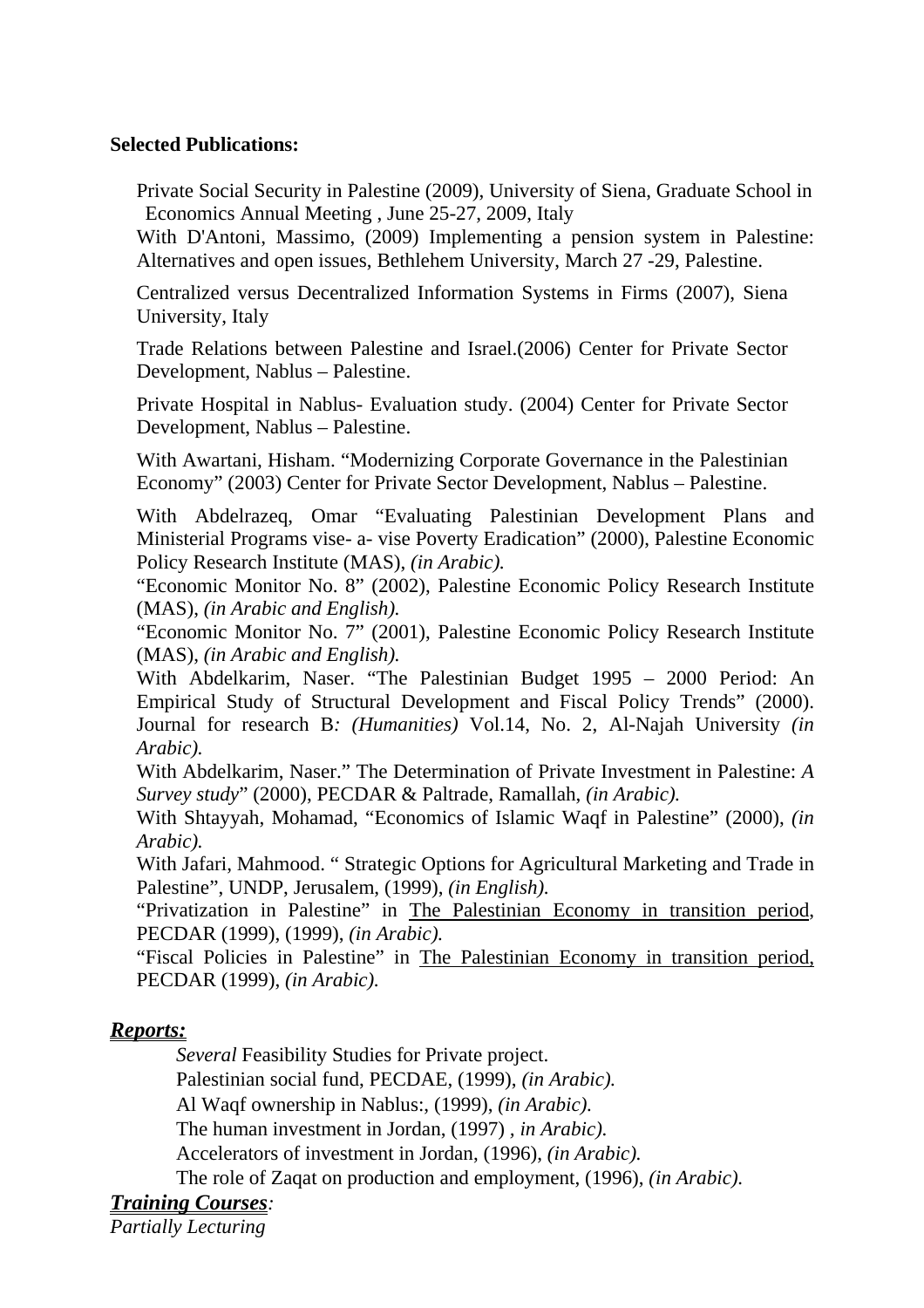**Selected Publications:**

Private Social Security in Palestine (2009), University of Siena, Graduate School in Economics Annual Meeting , June 25-27, 2009, Italy

With D'Antoni, Massimo, (2009) Implementing a pension system in Palestine: Alternatives and open issues, Bethlehem University, March 27 -29, Palestine.

Centralized versus Decentralized Information Systems in Firms (2007), Siena University, Italy

Trade Relations between Palestine and Israel.(2006) Center for Private Sector Development, Nablus – Palestine.

Private Hospital in Nablus- Evaluation study. (2004) Center for Private Sector Development, Nablus – Palestine.

With Awartani, Hisham. "Modernizing Corporate Governance in the Palestinian Economy" (2003) Center for Private Sector Development, Nablus – Palestine.

With Abdelrazeq, Omar "Evaluating Palestinian Development Plans and Ministerial Programs vise- a- vise Poverty Eradication" (2000), Palestine Economic Policy Research Institute (MAS), *(in Arabic).*

"Economic Monitor No. 8" (2002), Palestine Economic Policy Research Institute (MAS), *(in Arabic and English).*

"Economic Monitor No. 7" (2001), Palestine Economic Policy Research Institute (MAS), *(in Arabic and English).*

With Abdelkarim, Naser. "The Palestinian Budget 1995 – 2000 Period: An Empirical Study of Structural Development and Fiscal Policy Trends" (2000). Journal for research B*: (Humanities)* Vol.14, No. 2, Al-Najah University *(in Arabic).*

With Abdelkarim, Naser." The Determination of Private Investment in Palestine: *A Survey study*" (2000), PECDAR & Paltrade, Ramallah, *(in Arabic).*

With Shtayyah, Mohamad, "Economics of Islamic Waqf in Palestine" (2000), *(in Arabic).*

With Jafari, Mahmood. " Strategic Options for Agricultural Marketing and Trade in Palestine", UNDP, Jerusalem, (1999), *(in English).*

"Privatization in Palestine" in The Palestinian Economy in transition period, PECDAR (1999), (1999), *(in Arabic).*

"Fiscal Policies in Palestine" in The Palestinian Economy in transition period, PECDAR (1999), *(in Arabic).*

***Reports:***

*Several* Feasibility Studies for Private project.

Palestinian social fund, PECDAE, (1999), *(in Arabic).*

Al Waqf ownership in Nablus:, (1999), *(in Arabic).*

The human investment in Jordan, (1997) , *in Arabic).*

Accelerators of investment in Jordan, (1996), *(in Arabic).*

The role of Zaqat on production and employment, (1996), *(in Arabic).*

***Training Courses**:*

*Partially Lecturing*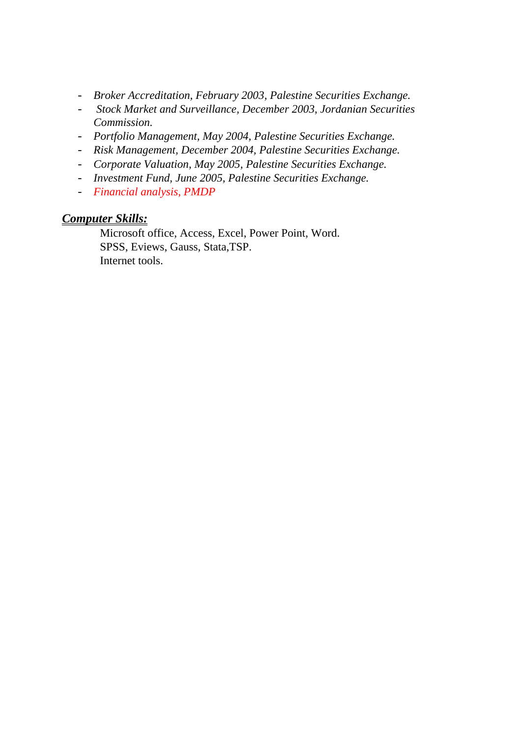- *Broker Accreditation, February 2003, Palestine Securities Exchange.*
- *Stock Market and Surveillance, December 2003, Jordanian Securities Commission.*
- *Portfolio Management, May 2004, Palestine Securities Exchange.*
- *Risk Management, December 2004, Palestine Securities Exchange.*
- *Corporate Valuation, May 2005, Palestine Securities Exchange.*
- *Investment Fund, June 2005, Palestine Securities Exchange.*
- *Financial analysis, PMDP*

***<u>Computer Skills:</u>***

Microsoft office, Access, Excel, Power Point, Word.
SPSS, Eviews, Gauss, Stata,TSP.
Internet tools.